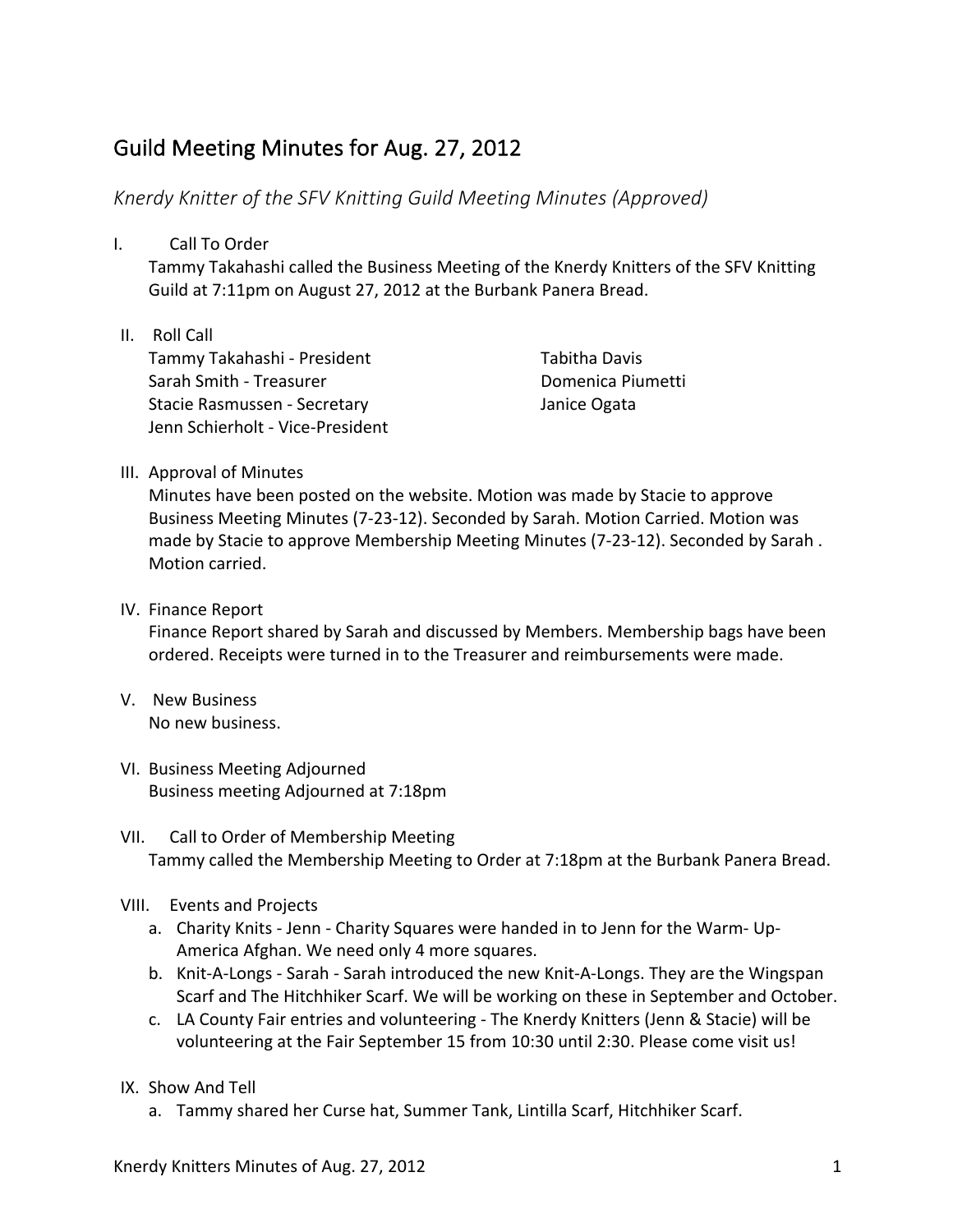# Guild Meeting Minutes for Aug. 27, 2012

## *Knerdy Knitter of the SFV Knitting Guild Meeting Minutes (Approved)*

I. Call To Order

Tammy Takahashi called the Business Meeting of the Knerdy Knitters of the SFV Knitting Guild at 7:11pm on August 27, 2012 at the Burbank Panera Bread.

II. Roll Call

Tammy Takahashi - President
Sarah Smith - Treasurer
Stacie Rasmussen - Secretary
Jenn Schierholt - Vice-President
Tabitha Davis
Domenica Piumetti
Janice Ogata

III. Approval of Minutes

Minutes have been posted on the website. Motion was made by Stacie to approve Business Meeting Minutes (7-23-12). Seconded by Sarah. Motion Carried. Motion was made by Stacie to approve Membership Meeting Minutes (7-23-12). Seconded by Sarah . Motion carried.

IV. Finance Report

Finance Report shared by Sarah and discussed by Members. Membership bags have been ordered. Receipts were turned in to the Treasurer and reimbursements were made.

V. New Business

No new business.

VI. Business Meeting Adjourned

Business meeting Adjourned at 7:18pm

VII. Call to Order of Membership Meeting

Tammy called the Membership Meeting to Order at 7:18pm at the Burbank Panera Bread.

VIII. Events and Projects

a. Charity Knits - Jenn - Charity Squares were handed in to Jenn for the Warm- Up-America Afghan. We need only 4 more squares.
b. Knit-A-Longs - Sarah - Sarah introduced the new Knit-A-Longs. They are the Wingspan Scarf and The Hitchhiker Scarf. We will be working on these in September and October.
c. LA County Fair entries and volunteering - The Knerdy Knitters (Jenn & Stacie) will be volunteering at the Fair September 15 from 10:30 until 2:30. Please come visit us!

IX. Show And Tell

a. Tammy shared her Curse hat, Summer Tank, Lintilla Scarf, Hitchhiker Scarf.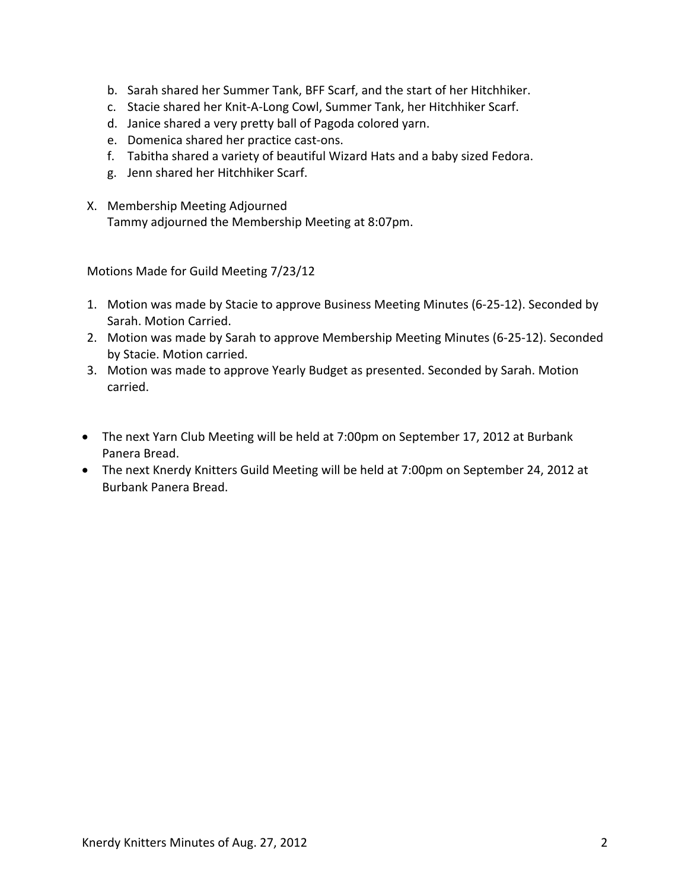b. Sarah shared her Summer Tank, BFF Scarf, and the start of her Hitchhiker.
c. Stacie shared her Knit-A-Long Cowl, Summer Tank, her Hitchhiker Scarf.
d. Janice shared a very pretty ball of Pagoda colored yarn.
e. Domenica shared her practice cast-ons.
f. Tabitha shared a variety of beautiful Wizard Hats and a baby sized Fedora.
g. Jenn shared her Hitchhiker Scarf.

X. Membership Meeting Adjourned
Tammy adjourned the Membership Meeting at 8:07pm.

Motions Made for Guild Meeting 7/23/12

1. Motion was made by Stacie to approve Business Meeting Minutes (6-25-12). Seconded by Sarah. Motion Carried.
2. Motion was made by Sarah to approve Membership Meeting Minutes (6-25-12). Seconded by Stacie. Motion carried.
3. Motion was made to approve Yearly Budget as presented. Seconded by Sarah. Motion carried.

- The next Yarn Club Meeting will be held at 7:00pm on September 17, 2012 at Burbank Panera Bread.
- The next Knerdy Knitters Guild Meeting will be held at 7:00pm on September 24, 2012 at Burbank Panera Bread.